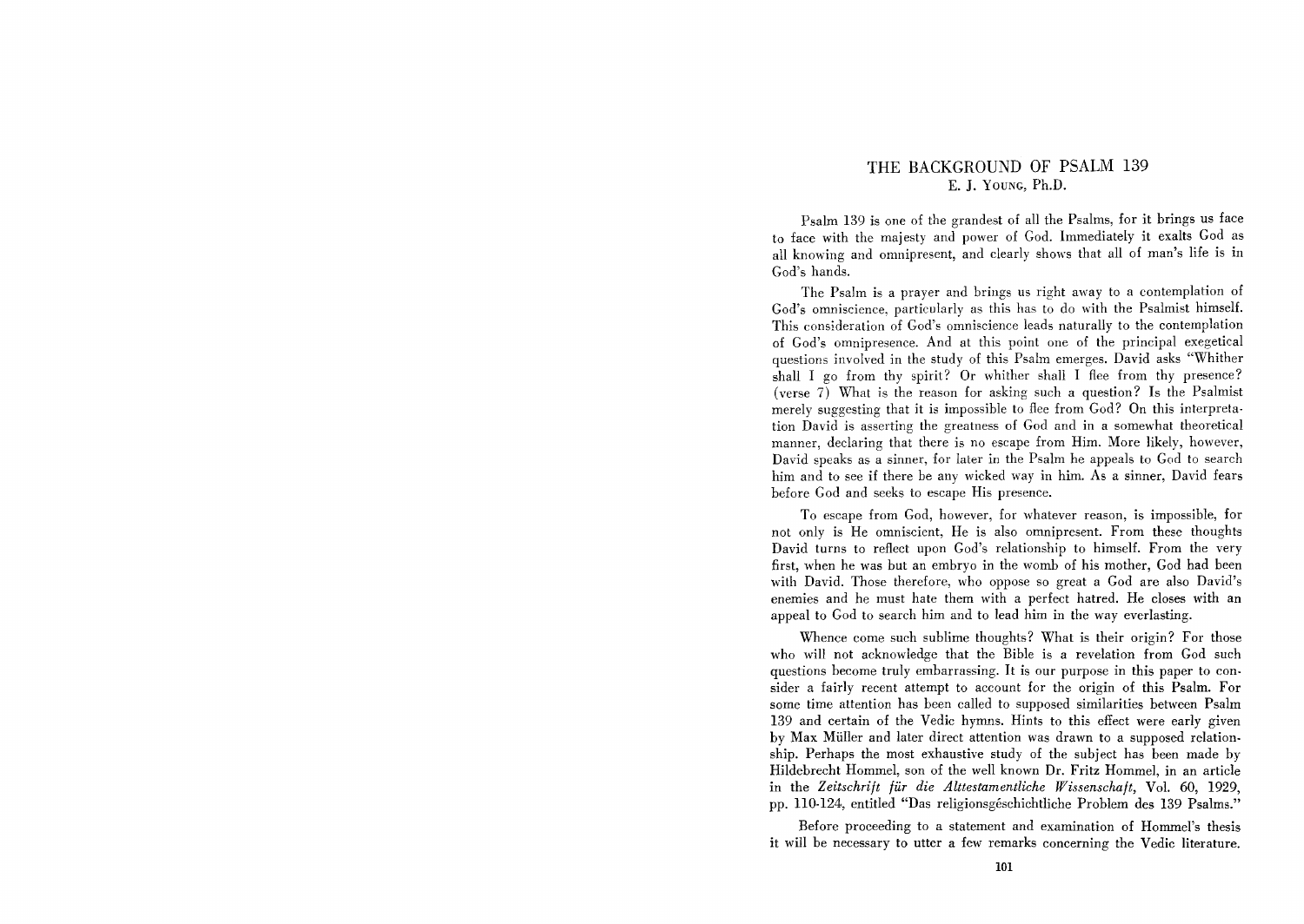# THE BACKGROUND OF PSALM 139

E. J. YOUNG, Ph.D.

Psalm 139 is one of the grandest of all the Psalms, for it brings us face to face with the majesty and power of God. Immediately it exalts God as all knowing and omnipresent, and clearly shows that all of man's life is in God's hands.

The Psalm is a prayer and brings us right away to a contemplation of God's omniscience, particularly as this has to do with the Psalmist himself. This consideration of God's omniscience leads naturally to the contemplation of God's omnipresence. And at this point one of the principal exegetical questions involved in the study of this Psalm emerges. David asks "Whither shall I go from thy spirit? Or whither shall I flee from thy presence? (verse 7) What is the reason for asking such a question? Is the Psalmist merely suggesting that it is impossible to flee from God? On this interpretation David is asserting the greatness of God and in a somewhat theoretical manner, declaring that there is no escape from Him. More likely, however, David speaks as a sinner, for later in the Psalm he appeals to God to search him and to see if there be any wicked way in him. As a sinner, David fears before God and seeks to escape His presence.

To escape from God, however, for whatever reason, is impossible, for not only is He omniscient, He is also omnipresent. From these thoughts David turns to reflect upon God's relationship to himself. From the very first, when he was but an embryo in the womb of his mother, God had been with David. Those therefore, who oppose so great a God are also David's enemies and he must hate them with a perfect hatred. He closes with an appeal to God to search him and to lead him in the way everlasting.

Whence come such sublime thoughts? What is their origin? For those who will not acknowledge that the Bible is a revelation from God such questions become truly embarrassing. It is our purpose in this paper to consider a fairly recent attempt to account for the origin of this Psalm. For some time attention has been called to supposed similarities between Psalm 139 and certain of the Vedic hymns. Hints to this effect were early given by Max Müller and later direct attention was drawn to a supposed relationship. Perhaps the most exhaustive study of the subject has been made by Hildebrecht Hommel, son of the well known Dr. Fritz Hommel, in an article in the *Zeitschrift für die Alttestamentliche Wissenschaft*, Vol. 60, 1929, pp. 110-124, entitled "Das religionsgéschichtliche Problem des 139 Psalms."

Before proceeding to a statement and examination of Hommel's thesis it will be necessary to utter a few remarks concerning the Vedic literature.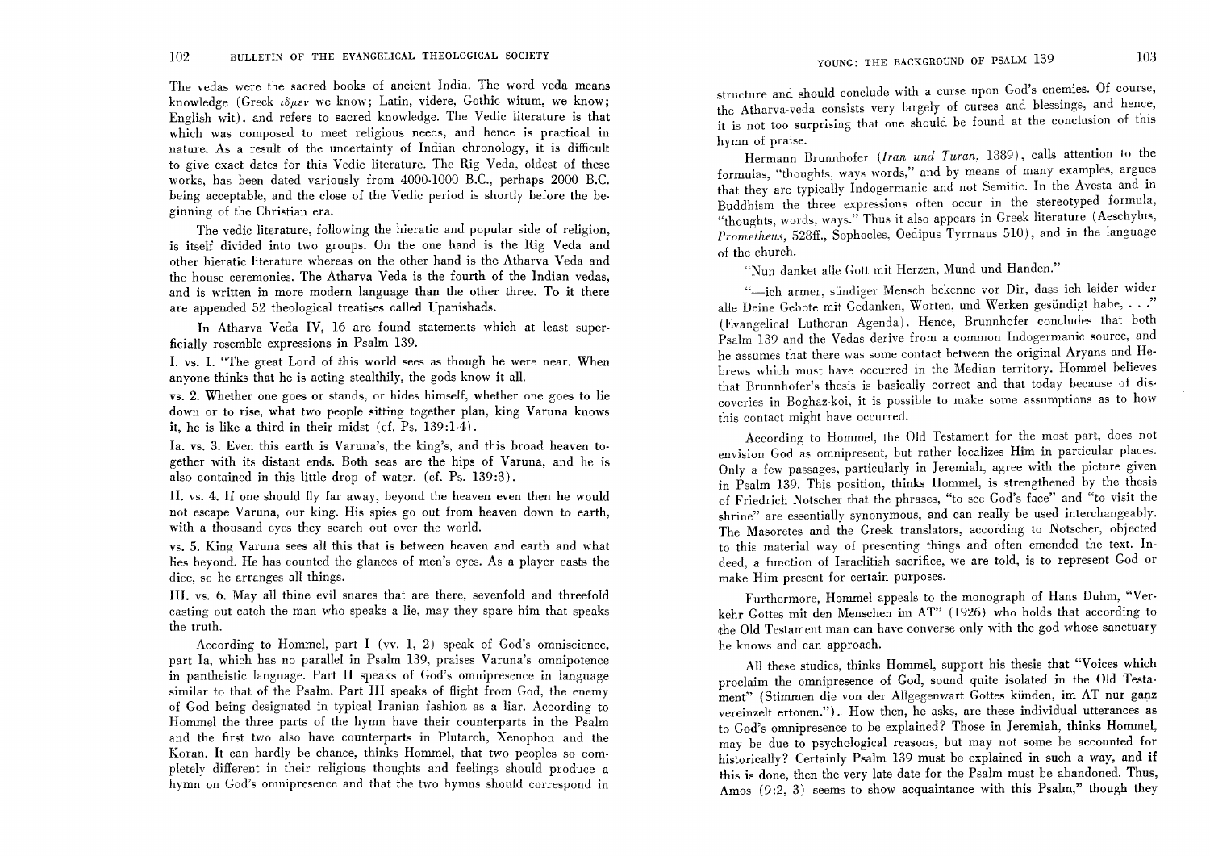The vedas were the sacred books of ancient India. The word veda means knowledge (Greek ἴδμεν we know; Latin, videre, Gothic witum, we know; English wit). and refers to sacred knowledge. The Vedic literature is that which was composed to meet religious needs, and hence is practical in nature. As a result of the uncertainty of Indian chronology, it is difficult to give exact dates for this Vedic literature. The Rig Veda, oldest of these works, has been dated variously from 4000-1000 B.C., perhaps 2000 B.C. being acceptable, and the close of the Vedic period is shortly before the beginning of the Christian era.

The vedic literature, following the hieratic and popular side of religion, is itself divided into two groups. On the one hand is the Rig Veda and other hieratic literature whereas on the other hand is the Atharva Veda and the house ceremonies. The Atharva Veda is the fourth of the Indian vedas, and is written in more modern language than the other three. To it there are appended 52 theological treatises called Upanishads.

In Atharva Veda IV, 16 are found statements which at least superficially resemble expressions in Psalm 139.

I. vs. 1. "The great Lord of this world sees as though he were near. When anyone thinks that he is acting stealthily, the gods know it all.

vs. 2. Whether one goes or stands, or hides himself, whether one goes to lie down or to rise, what two people sitting together plan, king Varuna knows it, he is like a third in their midst (cf. Ps. 139:1-4).

Ia. vs. 3. Even this earth is Varuna's, the king's, and this broad heaven together with its distant ends. Both seas are the hips of Varuna, and he is also contained in this little drop of water. (cf. Ps. 139:3).

II. vs. 4. If one should fly far away, beyond the heaven even then he would not escape Varuna, our king. His spies go out from heaven down to earth, with a thousand eyes they search out over the world.

vs. 5. King Varuna sees all this that is between heaven and earth and what lies beyond. He has counted the glances of men's eyes. As a player casts the dice, so he arranges all things.

III. vs. 6. May all thine evil snares that are there, sevenfold and threefold casting out catch the man who speaks a lie, may they spare him that speaks the truth.

According to Hommel, part I (vv. 1, 2) speak of God's omniscience, part Ia, which has no parallel in Psalm 139, praises Varuna's omnipotence in pantheistic language. Part II speaks of God's omnipresence in language similar to that of the Psalm. Part III speaks of flight from God, the enemy of God being designated in typical Iranian fashion as a liar. According to Hommel the three parts of the hymn have their counterparts in the Psalm and the first two also have counterparts in Plutarch, Xenophon and the Koran. It can hardly be chance, thinks Hommel, that two peoples so completely different in their religious thoughts and feelings should produce a hymn on God's omnipresence and that the two hymns should correspond in structure and should conclude with a curse upon God's enemies. Of course, the Atharva-veda consists very largely of curses and blessings, and hence, it is not too surprising that one should be found at the conclusion of this hymn of praise.

Hermann Brunnhofer (*Iran und Turan*, 1889), calls attention to the formulas, "thoughts, ways words," and by means of many examples, argues that they are typically Indogermanic and not Semitic. In the Avesta and in Buddhism the three expressions often occur in the stereotyped formula, "thoughts, words, ways." Thus it also appears in Greek literature (Aeschylus, *Prometheus*, 528ff., Sophocles, Oedipus Tyrrnaus 510), and in the language of the church.

"Nun danket alle Gott mit Herzen, Mund und Handen."

"—ich armer, sündiger Mensch bekenne vor Dir, dass ich leider wider alle Deine Gebote mit Gedanken, Worten, und Werken gesündigt habe, . . ." (Evangelical Lutheran Agenda). Hence, Brunnhofer concludes that both Psalm 139 and the Vedas derive from a common Indogermanic source, and he assumes that there was some contact between the original Aryans and Hebrews which must have occurred in the Median territory. Hommel believes that Brunnhofer's thesis is basically correct and that today because of discoveries in Boghaz-koi, it is possible to make some assumptions as to how this contact might have occurred.

According to Hommel, the Old Testament for the most part, does not envision God as omnipresent, but rather localizes Him in particular places. Only a few passages, particularly in Jeremiah, agree with the picture given in Psalm 139. This position, thinks Hommel, is strengthened by the thesis of Friedrich Notscher that the phrases, "to see God's face" and "to visit the shrine" are essentially synonymous, and can really be used interchangeably. The Masoretes and the Greek translators, according to Notscher, objected to this material way of presenting things and often emended the text. Indeed, a function of Israelitish sacrifice, we are told, is to represent God or make Him present for certain purposes.

Furthermore, Hommel appeals to the monograph of Hans Duhm, "Verkehr Gottes mit den Menschen im AT" (1926) who holds that according to the Old Testament man can have converse only with the god whose sanctuary he knows and can approach.

All these studies, thinks Hommel, support his thesis that "Voices which proclaim the omnipresence of God, sound quite isolated in the Old Testament" (Stimmen die von der Allgegenwart Gottes künden, im AT nur ganz vereinzelt ertonen."). How then, he asks, are these individual utterances as to God's omnipresence to be explained? Those in Jeremiah, thinks Hommel, may be due to psychological reasons, but may not some be accounted for historically? Certainly Psalm 139 must be explained in such a way, and if this is done, then the very late date for the Psalm must be abandoned. Thus, Amos (9:2, 3) seems to show acquaintance with this Psalm," though they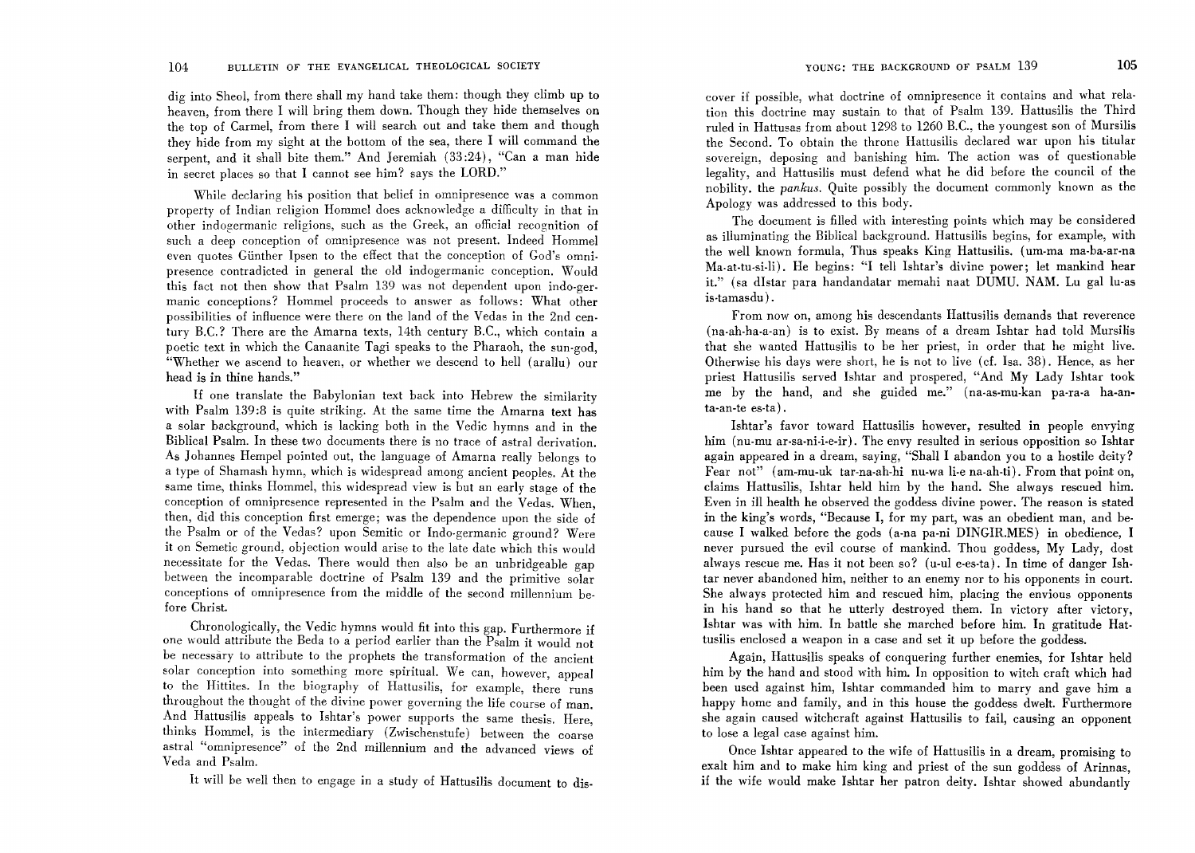dig into Sheol, from there shall my hand take them: though they climb up to heaven, from there I will bring them down. Though they hide themselves on the top of Carmel, from there I will search out and take them and though they hide from my sight at the bottom of the sea, there I will command the serpent, and it shall bite them." And Jeremiah (33:24), "Can a man hide in secret places so that I cannot see him? says the LORD."

While declaring his position that belief in omnipresence was a common property of Indian religion Hommel does acknowledge a difficulty in that in other indogermanic religions, such as the Greek, an official recognition of such a deep conception of omnipresence was not present. Indeed Hommel even quotes Günther Ipsen to the effect that the conception of God's omnipresence contradicted in general the old indogermanic conception. Would this fact not then show that Psalm 139 was not dependent upon indo-germanic conceptions? Hommel proceeds to answer as follows: What other possibilities of influence were there on the land of the Vedas in the 2nd century B.C.? There are the Amarna texts, 14th century B.C., which contain a poetic text in which the Canaanite Tagi speaks to the Pharaoh, the sun-god, "Whether we ascend to heaven, or whether we descend to hell (arallu) our head is in thine hands."

If one translate the Babylonian text back into Hebrew the similarity with Psalm 139:8 is quite striking. At the same time the Amarna text has a solar background, which is lacking both in the Vedic hymns and in the Biblical Psalm. In these two documents there is no trace of astral derivation. As Johannes Hempel pointed out, the language of Amarna really belongs to a type of Shamash hymn, which is widespread among ancient peoples. At the same time, thinks Hommel, this widespread view is but an early stage of the conception of omnipresence represented in the Psalm and the Vedas. When, then, did this conception first emerge; was the dependence upon the side of the Psalm or of the Vedas? upon Semitic or Indo-germanic ground? Were it on Semitic ground, objection would arise to the late date which this would necessitate for the Vedas. There would then also be an unbridgeable gap between the incomparable doctrine of Psalm 139 and the primitive solar conceptions of omnipresence from the middle of the second millennium before Christ.

Chronologically, the Vedic hymns would fit into this gap. Furthermore if one would attribute the Beda to a period earlier than the Psalm it would not be necessary to attribute to the prophets the transformation of the ancient solar conception into something more spiritual. We can, however, appeal to the Hittites. In the biography of Hattusilis, for example, there runs throughout the thought of the divine power governing the life course of man. And Hattusilis appeals to Ishtar's power supports the same thesis. Here, thinks Hommel, is the intermediary (Zwischenstufe) between the coarse astral "omnipresence" of the 2nd millennium and the advanced views of Veda and Psalm.

It will be well then to engage in a study of Hattusilis document to discover if possible, what doctrine of omnipresence it contains and what relation this doctrine may sustain to that of Psalm 139. Hattusilis the Third ruled in Hattusas from about 1298 to 1260 B.C., the youngest son of Mursilis the Second. To obtain the throne Hattusilis declared war upon his titular sovereign, deposing and banishing him. The action was of questionable legality, and Hattusilis must defend what he did before the council of the nobility, the *pankus*. Quite possibly the document commonly known as the Apology was addressed to this body.

The document is filled with interesting points which may be considered as illuminating the Biblical background. Hattusilis begins, for example, with the well known formula, Thus speaks King Hattusilis. (um-ma ma-ba-ar-na Ma-at-tu-si-li). He begins: "I tell Ishtar's divine power; let mankind hear it." (sa dIstar para handandatar memahi naat DUMU. NAM. Lu gal lu-as is-tamasdu).

From now on, among his descendants Hattusilis demands that reverence (na-ah-ha-a-an) is to exist. By means of a dream Ishtar had told Mursilis that she wanted Hattusilis to be her priest, in order that he might live. Otherwise his days were short, he is not to live (cf. Isa. 38). Hence, as her priest Hattusilis served Ishtar and prospered, "And My Lady Ishtar took me by the hand, and she guided me." (na-as-mu-kan pa-ra-a ha-an-ta-an-te es-ta).

Ishtar's favor toward Hattusilis however, resulted in people envying him (nu-mu ar-sa-ni-i-e-ir). The envy resulted in serious opposition so Ishtar again appeared in a dream, saying, "Shall I abandon you to a hostile deity? Fear not" (am-mu-uk tar-na-ah-hi nu-wa li-e na-ah-ti). From that point on, claims Hattusilis, Ishtar held him by the hand. She always rescued him. Even in ill health he observed the goddess divine power. The reason is stated in the king's words, "Because I, for my part, was an obedient man, and because I walked before the gods (a-na pa-ni DINGIR.MES) in obedience, I never pursued the evil course of mankind. Thou goddess, My Lady, dost always rescue me. Has it not been so? (u-ul e-es-ta). In time of danger Ishtar never abandoned him, neither to an enemy nor to his opponents in court. She always protected him and rescued him, placing the envious opponents in his hand so that he utterly destroyed them. In victory after victory, Ishtar was with him. In battle she marched before him. In gratitude Hattusilis enclosed a weapon in a case and set it up before the goddess.

Again, Hattusilis speaks of conquering further enemies, for Ishtar held him by the hand and stood with him. In opposition to witch craft which had been used against him, Ishtar commanded him to marry and gave him a happy home and family, and in this house the goddess dwelt. Furthermore she again caused witchcraft against Hattusilis to fail, causing an opponent to lose a legal case against him.

Once Ishtar appeared to the wife of Hattusilis in a dream, promising to exalt him and to make him king and priest of the sun goddess of Arinnas, if the wife would make Ishtar her patron deity. Ishtar showed abundantly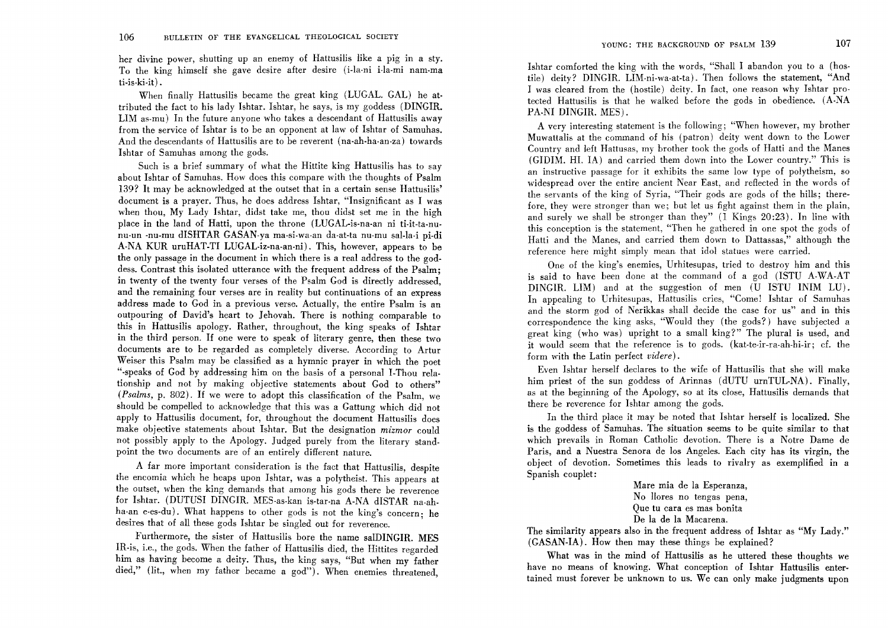her divine power, shutting up an enemy of Hattusilis like a pig in a sty. To the king himself she gave desire after desire (i-la-ni i-la-mi nam-ma ti-is-ki-it).

When finally Hattusilis became the great king (LUGAL. GAL) he attributed the fact to his lady Ishtar. Ishtar, he says, is my goddess (DINGIR. LIM as-mu) In the future anyone who takes a descendant of Hattusilis away from the service of Ishtar is to be an opponent at law of Ishtar of Samuhas. And the descendants of Hattusilis are to be reverent (na-ah-ha-an-za) towards Ishtar of Samuhas among the gods.

Such is a brief summary of what the Hittite king Hattusilis has to say about Ishtar of Samuhas. How does this compare with the thoughts of Psalm 139? It may be acknowledged at the outset that in a certain sense Hattusilis' document is a prayer. Thus, he does address Ishtar, "Insignificant as I was when thou, My Lady Ishtar, didst take me, thou didst set me in the high place in the land of Hatti, upon the throne (LUGAL-is-na-an ni ti-it-ta-nu-nu-un -nu-mu dISHTAR GASAN-ya ma-si-wa-an da-at-ta nu-mu sal-la-i pi-di A-NA KUR uruHAT-TI LUGAL-iz-na-an-ni). This, however, appears to be the only passage in the document in which there is a real address to the goddess. Contrast this isolated utterance with the frequent address of the Psalm; in twenty of the twenty four verses of the Psalm God is directly addressed, and the remaining four verses are in reality but continuations of an express address made to God in a previous verse. Actually, the entire Psalm is an outpouring of David's heart to Jehovah. There is nothing comparable to this in Hattusilis apology. Rather, throughout, the king speaks of Ishtar in the third person. If one were to speak of literary genre, then these two documents are to be regarded as completely diverse. According to Artur Weiser this Psalm may be classified as a hymnic prayer in which the poet "-speaks of God by addressing him on the basis of a personal I-Thou relationship and not by making objective statements about God to others" (*Psalms*, p. 802). If we were to adopt this classification of the Psalm, we should be compelled to acknowledge that this was a Gattung which did not apply to Hattusilis document, for, throughout the document Hattusilis does make objective statements about Ishtar. But the designation *mizmor* could not possibly apply to the Apology. Judged purely from the literary standpoint the two documents are of an entirely different nature.

A far more important consideration is the fact that Hattusilis, despite the encomia which he heaps upon Ishtar, was a polytheist. This appears at the outset, when the king demands that among his gods there be reverence for Ishtar. (DUTUSI DINGIR. MES-as-kan is-tar-na A-NA dISTAR na-ah-ha-an e-es-du). What happens to other gods is not the king's concern; he desires that of all these gods Ishtar be singled out for reverence.

Furthermore, the sister of Hattusilis bore the name salDINGIR. MES IR-is, i.e., the gods. When the father of Hattusilis died, the Hittites regarded him as having become a deity. Thus, the king says, "But when my father died," (lit., when my father became a god"). When enemies threatened, Ishtar comforted the king with the words, "Shall I abandon you to a (hostile) deity? DINGIR. LIM-ni-wa-at-ta). Then follows the statement, "And I was cleared from the (hostile) deity. In fact, one reason why Ishtar protected Hattusilis is that he walked before the gods in obedience. (A-NA PA-NI DINGIR. MES).

A very interesting statement is the following; "When however, my brother Muwattalis at the command of his (patron) deity went down to the Lower Country and left Hattusas, my brother took the gods of Hatti and the Manes (GIDIM. HI. IA) and carried them down into the Lower country." This is an instructive passage for it exhibits the same low type of polytheism, so widespread over the entire ancient Near East, and reflected in the words of the servants of the king of Syria, "Their gods are gods of the hills; therefore, they were stronger than we; but let us fight against them in the plain, and surely we shall be stronger than they" (I Kings 20:23). In line with this conception is the statement, "Then he gathered in one spot the gods of Hatti and the Manes, and carried them down to Dattassas," although the reference here might simply mean that idol statues were carried.

One of the king's enemies, Urhitesupas, tried to destroy him and this is said to have been done at the command of a god (ISTU A-WA-AT DINGIR. LIM) and at the suggestion of men (U ISTU INIM LU). In appealing to Urhitesupas, Hattusilis cries, "Come! Ishtar of Samuhas and the storm god of Nerikkas shall decide the case for us" and in this correspondence the king asks, "Would they (the gods?) have subjected a great king (who was) upright to a small king?" The plural is used, and it would seem that the reference is to gods. (kat-te-ir-ra-ah-hi-ir; cf. the form with the Latin perfect *videre*).

Even Ishtar herself declares to the wife of Hattusilis that she will make him priest of the sun goddess of Arinnas (dUTU urnTUL-NA). Finally, as at the beginning of the Apology, so at its close, Hattusilis demands that there be reverence for Ishtar among the gods.

In the third place it may be noted that Ishtar herself is localized. She is the goddess of Samuhas. The situation seems to be quite similar to that which prevails in Roman Catholic devotion. There is a Notre Dame de Paris, and a Nuestra Senora de los Angeles. Each city has its virgin, the object of devotion. Sometimes this leads to rivalry as exemplified in a Spanish couplet:

> Mare mia de la Esperanza,
> No llores no tengas pena,
> Que tu cara es mas bonita
> De la de la Macarena.

The similarity appears also in the frequent address of Ishtar as "My Lady." (GASAN-IA). How then may these things be explained?

What was in the mind of Hattusilis as he uttered these thoughts we have no means of knowing. What conception of Ishtar Hattusilis entertained must forever be unknown to us. We can only make judgments upon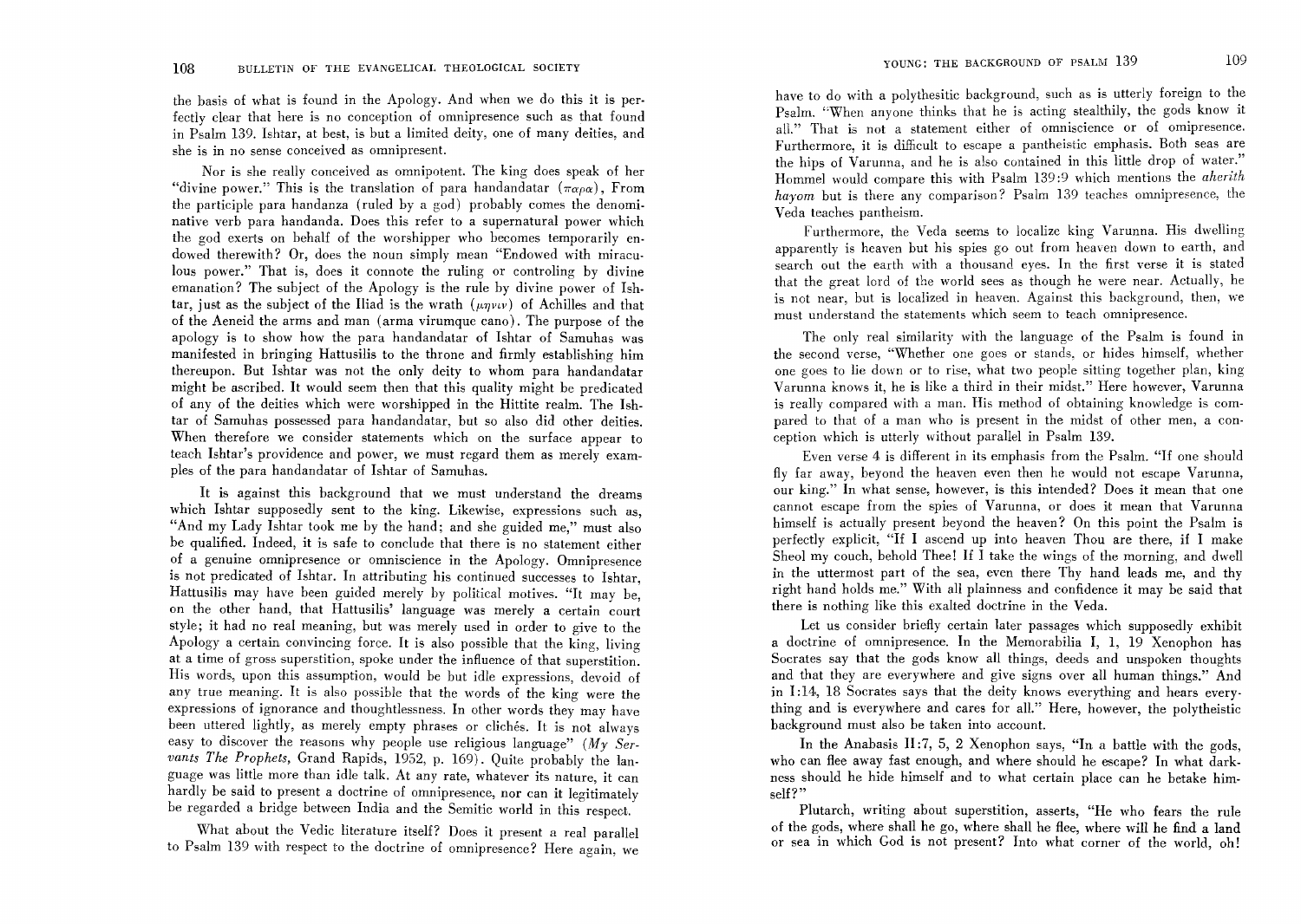the basis of what is found in the Apology. And when we do this it is perfectly clear that here is no conception of omnipresence such as that found in Psalm 139. Ishtar, at best, is but a limited deity, one of many deities, and she is in no sense conceived as omnipresent.

Nor is she really conceived as omnipotent. The king does speak of her "divine power." This is the translation of para handandatar (παρα), From the participle para handanza (ruled by a god) probably comes the denominative verb para handanda. Does this refer to a supernatural power which the god exerts on behalf of the worshipper who becomes temporarily endowed therewith? Or, does the noun simply mean "Endowed with miraculous power." That is, does it connote the ruling or controling by divine emanation? The subject of the Apology is the rule by divine power of Ishtar, just as the subject of the Iliad is the wrath (μηνιν) of Achilles and that of the Aeneid the arms and man (arma virumque cano). The purpose of the apology is to show how the para handandatar of Ishtar of Samuhas was manifested in bringing Hattusilis to the throne and firmly establishing him thereupon. But Ishtar was not the only deity to whom para handandatar might be ascribed. It would seem then that this quality might be predicated of any of the deities which were worshipped in the Hittite realm. The Ishtar of Samuhas possessed para handandatar, but so also did other deities. When therefore we consider statements which on the surface appear to teach Ishtar's providence and power, we must regard them as merely examples of the para handandatar of Ishtar of Samuhas.

It is against this background that we must understand the dreams which Ishtar supposedly sent to the king. Likewise, expressions such as, "And my Lady Ishtar took me by the hand; and she guided me," must also be qualified. Indeed, it is safe to conclude that there is no statement either of a genuine omnipresence or omniscience in the Apology. Omnipresence is not predicated of Ishtar. In attributing his continued successes to Ishtar, Hattusilis may have been guided merely by political motives. "It may be, on the other hand, that Hattusilis' language was merely a certain court style; it had no real meaning, but was merely used in order to give to the Apology a certain convincing force. It is also possible that the king, living at a time of gross superstition, spoke under the influence of that superstition. His words, upon this assumption, would be but idle expressions, devoid of any true meaning. It is also possible that the words of the king were the expressions of ignorance and thoughtlessness. In other words they may have been uttered lightly, as merely empty phrases or clichés. It is not always easy to discover the reasons why people use religious language" (*My Servants The Prophets*, Grand Rapids, 1952, p. 169). Quite probably the language was little more than idle talk. At any rate, whatever its nature, it can hardly be said to present a doctrine of omnipresence, nor can it legitimately be regarded a bridge between India and the Semitic world in this respect.

What about the Vedic literature itself? Does it present a real parallel to Psalm 139 with respect to the doctrine of omnipresence? Here again, we have to do with a polythesitic background, such as is utterly foreign to the Psalm. "When anyone thinks that he is acting stealthily, the gods know it all." That is not a statement either of omniscience or of omipresence. Furthermore, it is difficult to escape a pantheistic emphasis. Both seas are the hips of Varunna, and he is also contained in this little drop of water." Hommel would compare this with Psalm 139:9 which mentions the *aherith hayom* but is there any comparison? Psalm 139 teaches omnipresence, the Veda teaches pantheism.

Furthermore, the Veda seems to localize king Varunna. His dwelling apparently is heaven but his spies go out from heaven down to earth, and search out the earth with a thousand eyes. In the first verse it is stated that the great lord of the world sees as though he were near. Actually, he is not near, but is localized in heaven. Against this background, then, we must understand the statements which seem to teach omnipresence.

The only real similarity with the language of the Psalm is found in the second verse, "Whether one goes or stands, or hides himself, whether one goes to lie down or to rise, what two people sitting together plan, king Varunna knows it, he is like a third in their midst." Here however, Varunna is really compared with a man. His method of obtaining knowledge is compared to that of a man who is present in the midst of other men, a conception which is utterly without parallel in Psalm 139.

Even verse 4 is different in its emphasis from the Psalm. "If one should fly far away, beyond the heaven even then he would not escape Varunna, our king." In what sense, however, is this intended? Does it mean that one cannot escape from the spies of Varunna, or does it mean that Varunna himself is actually present beyond the heaven? On this point the Psalm is perfectly explicit, "If I ascend up into heaven Thou are there, if I make Sheol my couch, behold Thee! If I take the wings of the morning, and dwell in the uttermost part of the sea, even there Thy hand leads me, and thy right hand holds me." With all plainness and confidence it may be said that there is nothing like this exalted doctrine in the Veda.

Let us consider briefly certain later passages which supposedly exhibit a doctrine of omnipresence. In the Memorabilia I, 1, 19 Xenophon has Socrates say that the gods know all things, deeds and unspoken thoughts and that they are everywhere and give signs over all human things." And in I:14, 18 Socrates says that the deity knows everything and hears everything and is everywhere and cares for all." Here, however, the polytheistic background must also be taken into account.

In the Anabasis II:7, 5, 2 Xenophon says, "In a battle with the gods, who can flee away fast enough, and where should he escape? In what darkness should he hide himself and to what certain place can he betake himself?"

Plutarch, writing about superstition, asserts, "He who fears the rule of the gods, where shall he go, where shall he flee, where will he find a land or sea in which God is not present? Into what corner of the world, oh!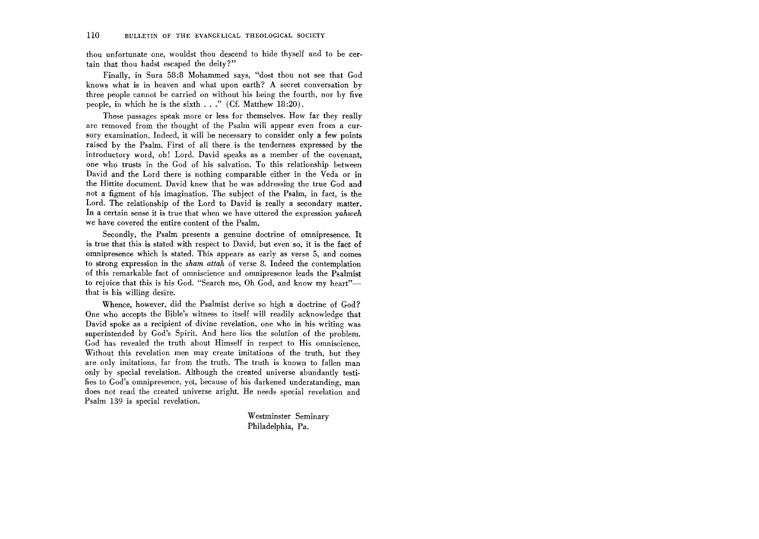thou unfortunate one, wouldst thou descend to hide thyself and to be certain that thou hadst escaped the deity?"

Finally, in Sura 58:8 Mohammed says, "dost thou not see that God knows what is in heaven and what upon earth? A secret conversation by three people cannot be carried on without his being the fourth, nor by five people, in which he is the sixth . . ." (Cf. Matthew 18:20).

These passages speak more or less for themselves. How far they really are removed from the thought of the Psalm will appear even from a cursory examination. Indeed, it will be necessary to consider only a few points raised by the Psalm. First of all there is the tenderness expressed by the introductory word, oh! Lord. David speaks as a member of the covenant, one who trusts in the God of his salvation. To this relationship between David and the Lord there is nothing comparable either in the Veda or in the Hittite document. David knew that he was addressing the true God and not a figment of his imagination. The subject of the Psalm, in fact, is the Lord. The relationship of the Lord to David is really a secondary matter. In a certain sense it is true that when we have uttered the expression *yahweh* we have covered the entire content of the Psalm.

Secondly, the Psalm presents a genuine doctrine of omnipresence. It is true that this is stated with respect to David, but even so, it is the fact of omnipresence which is stated. This appears as early as verse 5, and comes to strong expression in the *sham attah* of verse 8. Indeed the contemplation of this remarkable fact of omniscience and omnipresence leads the Psalmist to rejoice that this is his God. "Search me, Oh God, and know my heart"—that is his willing desire.

Whence, however, did the Psalmist derive so high a doctrine of God? One who accepts the Bible's witness to itself will readily acknowledge that David spoke as a recipient of divine revelation, one who in his writing was superintended by God's Spirit. And here lies the solution of the problem. God has revealed the truth about Himself in respect to His omniscience. Without this revelation men may create imitations of the truth, but they are only imitations, far from the truth. The truth is known to fallen man only by special revelation. Although the created universe abundantly testifies to God's omnipresence, yet, because of his darkened understanding, man does not read the created universe aright. He needs special revelation and Psalm 139 is special revelation.

Westminster Seminary
Philadelphia, Pa.